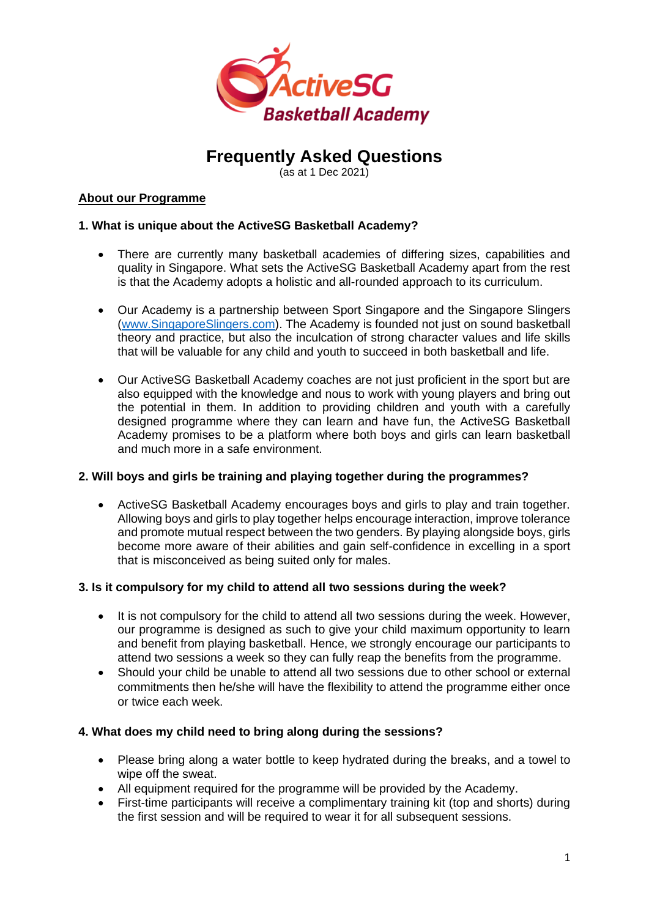# Frequently Asked Questions

(as at 1 Dec 2021)

## About our Programme

### 1. What is unique about the ActiveSG Basketball Academy?

- There are currently many basketball academies of differing sizes, capabilities and quality in Singapore. What sets the ActiveSG Basketball Academy apart from the rest is that the Academy adopts a holistic and all-rounded approach to its curriculum.

- Our Academy is a partnership between Sport Singapore and the Singapore Slingers (www.SingaporeSlingers.com). The Academy is founded not just on sound basketball theory and practice, but also the inculcation of strong character values and life skills that will be valuable for any child and youth to succeed in both basketball and life.

- Our ActiveSG Basketball Academy coaches are not just proficient in the sport but are also equipped with the knowledge and nous to work with young players and bring out the potential in them. In addition to providing children and youth with a carefully designed programme where they can learn and have fun, the ActiveSG Basketball Academy promises to be a platform where both boys and girls can learn basketball and much more in a safe environment.

### 2. Will boys and girls be training and playing together during the programmes?

- ActiveSG Basketball Academy encourages boys and girls to play and train together. Allowing boys and girls to play together helps encourage interaction, improve tolerance and promote mutual respect between the two genders. By playing alongside boys, girls become more aware of their abilities and gain self-confidence in excelling in a sport that is misconceived as being suited only for males.

### 3. Is it compulsory for my child to attend all two sessions during the week?

- It is not compulsory for the child to attend all two sessions during the week. However, our programme is designed as such to give your child maximum opportunity to learn and benefit from playing basketball. Hence, we strongly encourage our participants to attend two sessions a week so they can fully reap the benefits from the programme.
- Should your child be unable to attend all two sessions due to other school or external commitments then he/she will have the flexibility to attend the programme either once or twice each week.

### 4. What does my child need to bring along during the sessions?

- Please bring along a water bottle to keep hydrated during the breaks, and a towel to wipe off the sweat.
- All equipment required for the programme will be provided by the Academy.
- First-time participants will receive a complimentary training kit (top and shorts) during the first session and will be required to wear it for all subsequent sessions.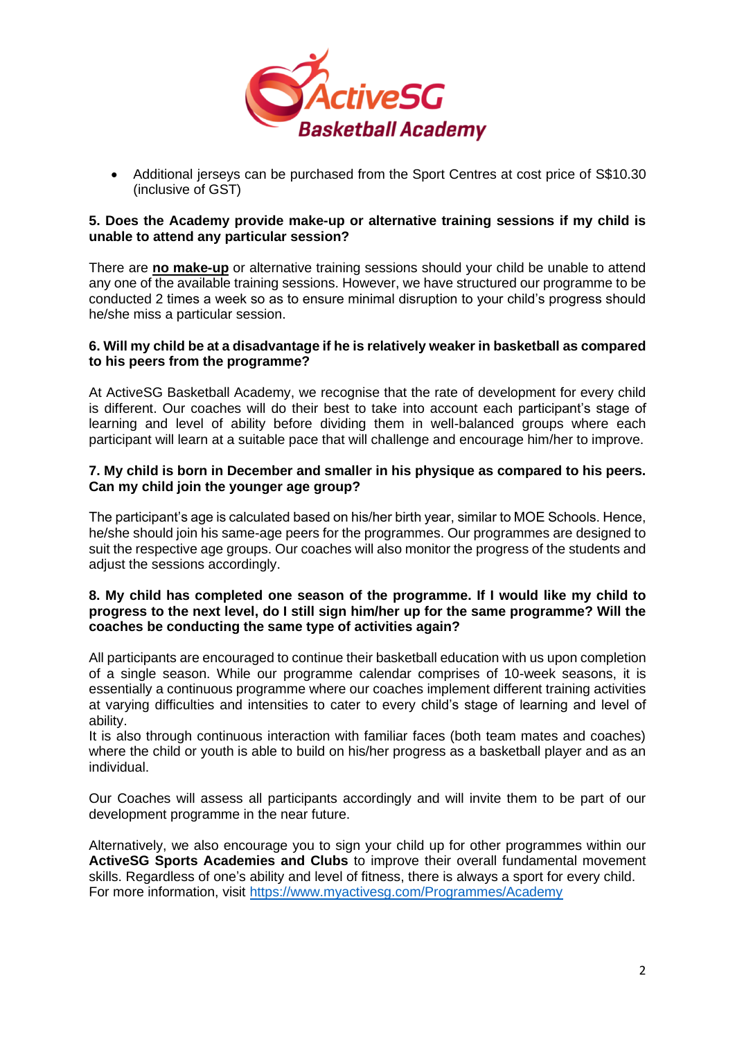- Additional jerseys can be purchased from the Sport Centres at cost price of S$10.30 (inclusive of GST)

**5. Does the Academy provide make-up or alternative training sessions if my child is unable to attend any particular session?**

There are **no make-up** or alternative training sessions should your child be unable to attend any one of the available training sessions. However, we have structured our programme to be conducted 2 times a week so as to ensure minimal disruption to your child's progress should he/she miss a particular session.

**6. Will my child be at a disadvantage if he is relatively weaker in basketball as compared to his peers from the programme?**

At ActiveSG Basketball Academy, we recognise that the rate of development for every child is different. Our coaches will do their best to take into account each participant's stage of learning and level of ability before dividing them in well-balanced groups where each participant will learn at a suitable pace that will challenge and encourage him/her to improve.

**7. My child is born in December and smaller in his physique as compared to his peers. Can my child join the younger age group?**

The participant's age is calculated based on his/her birth year, similar to MOE Schools. Hence, he/she should join his same-age peers for the programmes. Our programmes are designed to suit the respective age groups. Our coaches will also monitor the progress of the students and adjust the sessions accordingly.

**8. My child has completed one season of the programme. If I would like my child to progress to the next level, do I still sign him/her up for the same programme? Will the coaches be conducting the same type of activities again?**

All participants are encouraged to continue their basketball education with us upon completion of a single season. While our programme calendar comprises of 10-week seasons, it is essentially a continuous programme where our coaches implement different training activities at varying difficulties and intensities to cater to every child's stage of learning and level of ability.
It is also through continuous interaction with familiar faces (both team mates and coaches) where the child or youth is able to build on his/her progress as a basketball player and as an individual.

Our Coaches will assess all participants accordingly and will invite them to be part of our development programme in the near future.

Alternatively, we also encourage you to sign your child up for other programmes within our **ActiveSG Sports Academies and Clubs** to improve their overall fundamental movement skills. Regardless of one's ability and level of fitness, there is always a sport for every child. For more information, visit https://www.myactivesg.com/Programmes/Academy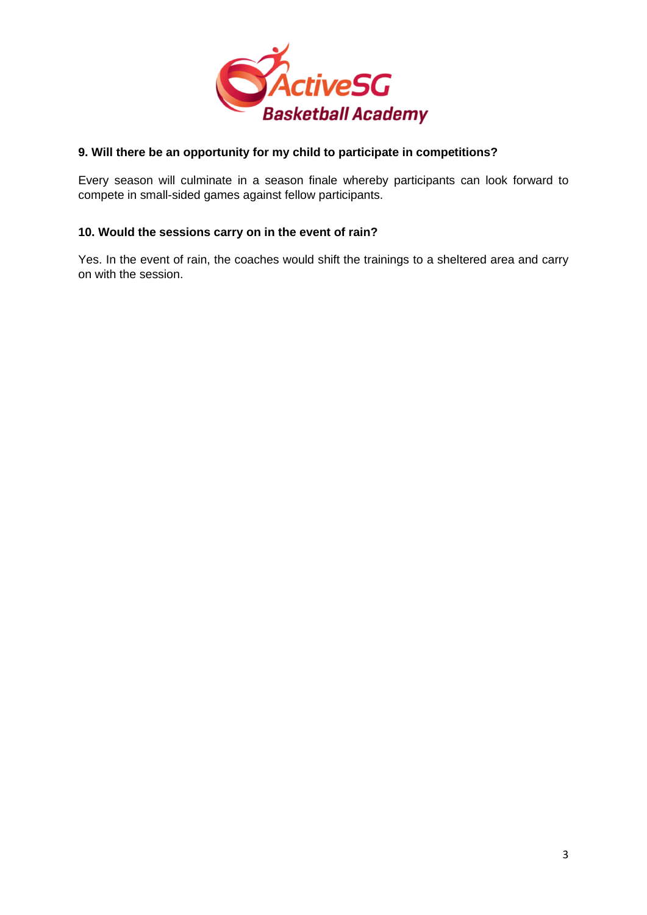**9. Will there be an opportunity for my child to participate in competitions?**

Every season will culminate in a season finale whereby participants can look forward to compete in small-sided games against fellow participants.

**10. Would the sessions carry on in the event of rain?**

Yes. In the event of rain, the coaches would shift the trainings to a sheltered area and carry on with the session.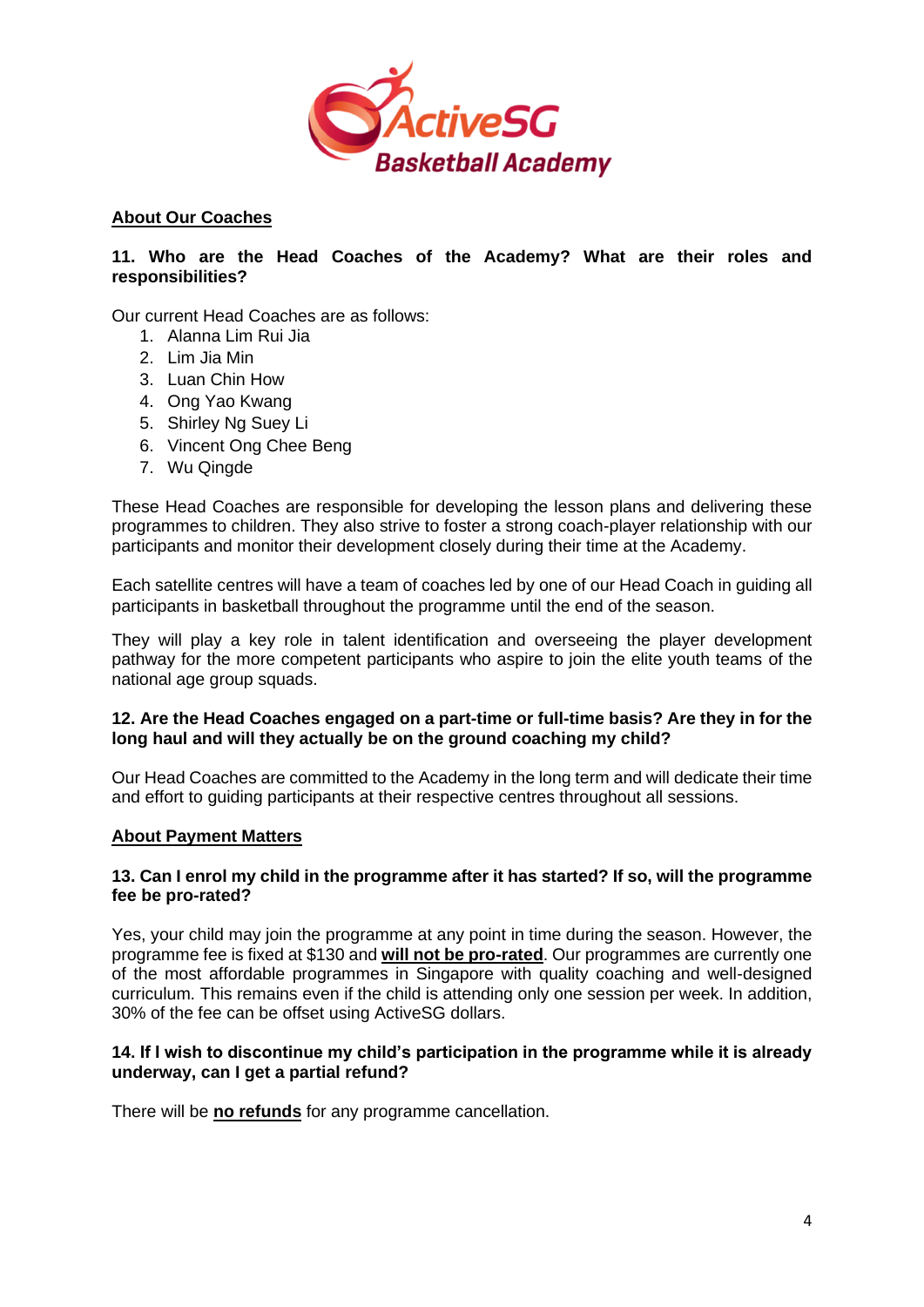## About Our Coaches

**11. Who are the Head Coaches of the Academy? What are their roles and responsibilities?**

Our current Head Coaches are as follows:

1. Alanna Lim Rui Jia
2. Lim Jia Min
3. Luan Chin How
4. Ong Yao Kwang
5. Shirley Ng Suey Li
6. Vincent Ong Chee Beng
7. Wu Qingde

These Head Coaches are responsible for developing the lesson plans and delivering these programmes to children. They also strive to foster a strong coach-player relationship with our participants and monitor their development closely during their time at the Academy.

Each satellite centres will have a team of coaches led by one of our Head Coach in guiding all participants in basketball throughout the programme until the end of the season.

They will play a key role in talent identification and overseeing the player development pathway for the more competent participants who aspire to join the elite youth teams of the national age group squads.

**12. Are the Head Coaches engaged on a part-time or full-time basis? Are they in for the long haul and will they actually be on the ground coaching my child?**

Our Head Coaches are committed to the Academy in the long term and will dedicate their time and effort to guiding participants at their respective centres throughout all sessions.

## About Payment Matters

**13. Can I enrol my child in the programme after it has started? If so, will the programme fee be pro-rated?**

Yes, your child may join the programme at any point in time during the season. However, the programme fee is fixed at $130 and **will not be pro-rated**. Our programmes are currently one of the most affordable programmes in Singapore with quality coaching and well-designed curriculum. This remains even if the child is attending only one session per week. In addition, 30% of the fee can be offset using ActiveSG dollars.

**14. If I wish to discontinue my child's participation in the programme while it is already underway, can I get a partial refund?**

There will be **no refunds** for any programme cancellation.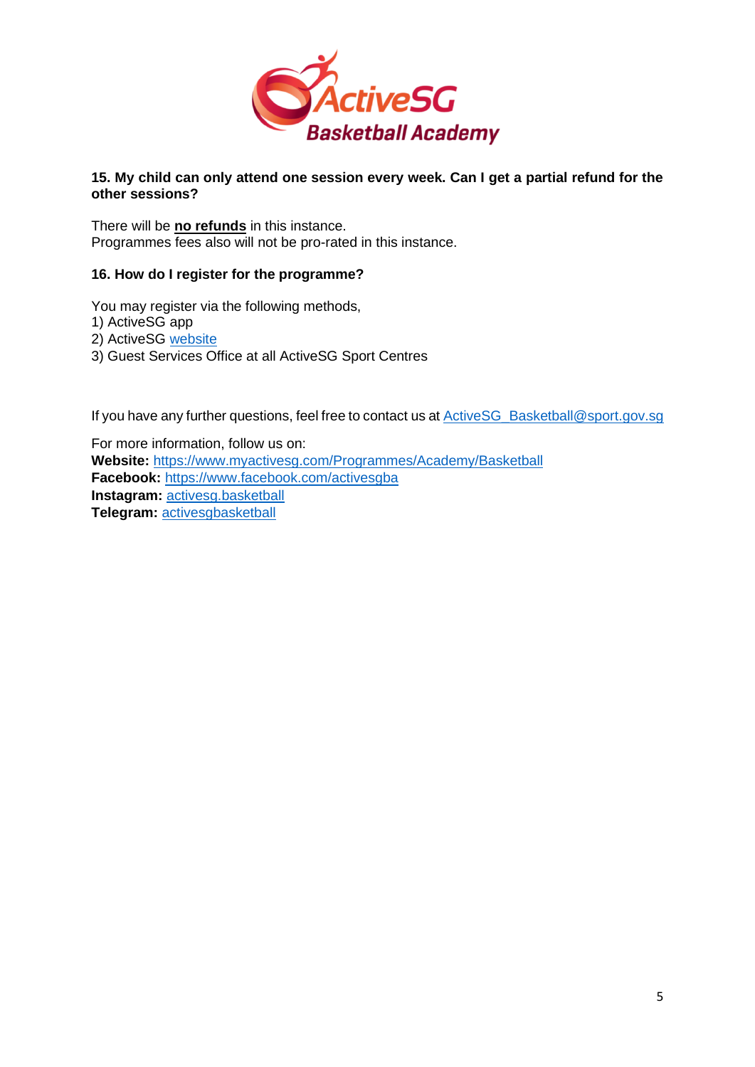### 15. My child can only attend one session every week. Can I get a partial refund for the other sessions?

There will be **no refunds** in this instance.
Programmes fees also will not be pro-rated in this instance.

### 16. How do I register for the programme?

You may register via the following methods,
1) ActiveSG app
2) ActiveSG website
3) Guest Services Office at all ActiveSG Sport Centres

If you have any further questions, feel free to contact us at ActiveSG_Basketball@sport.gov.sg

For more information, follow us on:
**Website:** https://www.myactivesg.com/Programmes/Academy/Basketball
**Facebook:** https://www.facebook.com/activesgba
**Instagram:** activesg.basketball
**Telegram:** activesgbasketball